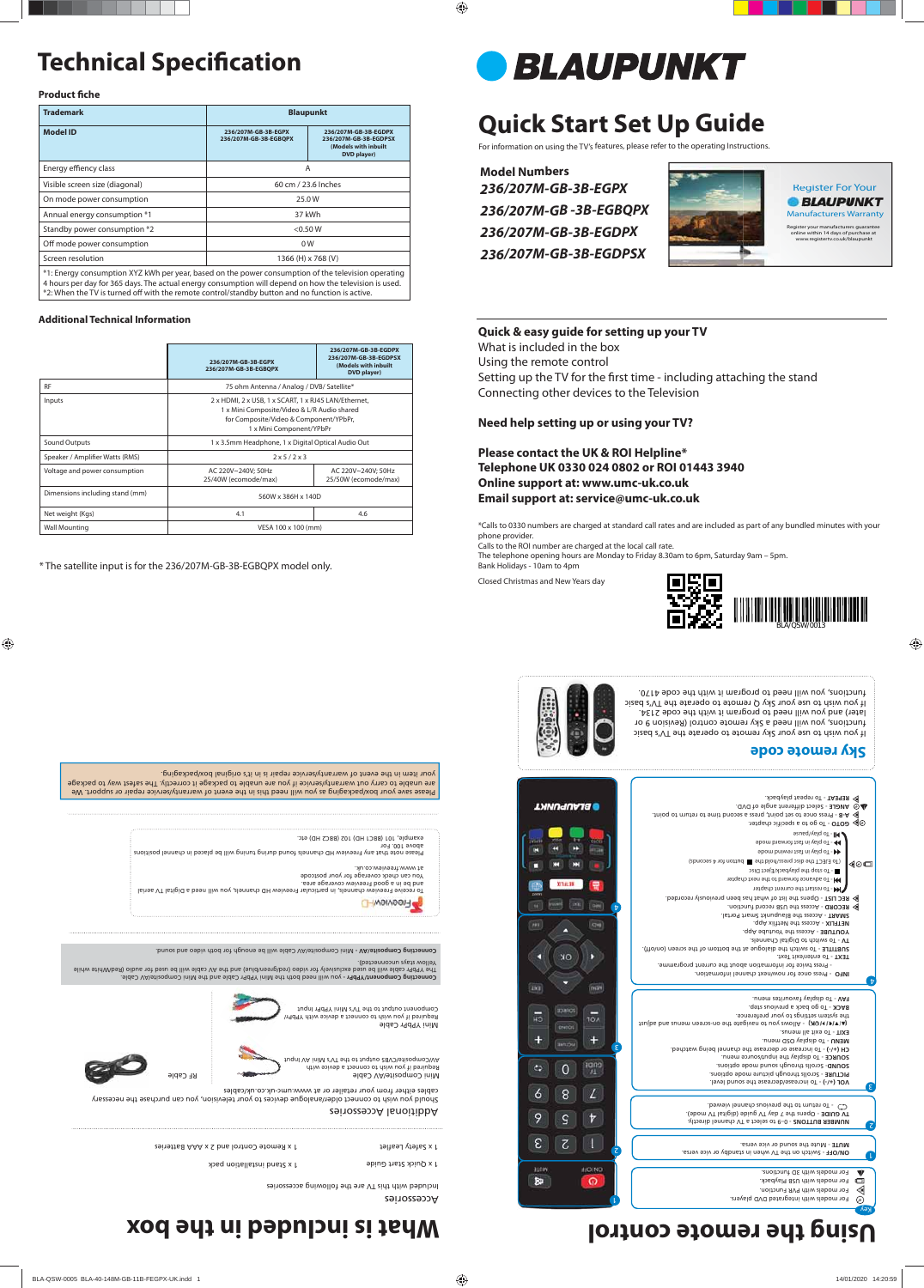# Technical Specification

### Product fiche

| Trademark | Blaupunkt | |
|---|---|---|
| Model ID | 236/207M-GB-3B-EGPX 236/207M-GB-3B-EGBQPX | 236/207M-GB-3B-EGDPX 236/207M-GB-3B-EGDPSX (Models with inbuilt DVD player) |
| Energy effiency class | A | |
| Visible screen size (diagonal) | 60 cm / 23.6 Inches | |
| On mode power consumption | 25.0 W | |
| Annual energy consumption *1 | 37 kWh | |
| Standby power consumption *2 | <0.50 W | |
| Off mode power consumption | 0 W | |
| Screen resolution | 1366 (H) x 768 (V) | |

*1: Energy consumption XYZ kWh per year, based on the power consumption of the television operating 4 hours per day for 365 days. The actual energy consumption will depend on how the television is used.
*2: When the TV is turned off with the remote control/standby button and no function is active.

### Additional Technical Information

| | 236/207M-GB-3B-EGPX 236/207M-GB-3B-EGBQPX | 236/207M-GB-3B-EGDPX 236/207M-GB-3B-EGDPSX (Models with inbuilt DVD player) |
|---|---|---|
| RF | 75 ohm Antenna / Analog / DVB/ Satellite* | |
| Inputs | 2 x HDMI, 2 x USB, 1 x SCART, 1 x RJ45 LAN/Ethernet, 1 x Mini Composite/Video & L/R Audio shared for Composite/Video & Component/YPbPr, 1 x Mini Component/YPbPr | |
| Sound Outputs | 1 x 3.5mm Headphone, 1 x Digital Optical Audio Out | |
| Speaker / Amplifier Watts (RMS) | 2 x 5 / 2 x 3 | |
| Voltage and power consumption | AC 220V~240V; 50Hz 25/40W (ecomode/max) | AC 220V~240V; 50Hz 25/50W (ecomode/max) |
| Dimensions including stand (mm) | 560W x 386H x 140D | |
| Net weight (Kgs) | 4.1 | 4.6 |
| Wall Mounting | VESA 100 x 100 (mm) | |

* The satellite input is for the 236/207M-GB-3B-EGBQPX model only.

# BLAUPUNKT

# Quick Start Set Up Guide

For information on using the TV's features, please refer to the operating Instructions.

**Model Numbers**

*236/207M-GB-3B-EGPX*
*236/207M-GB -3B-EGBQPX*
*236/207M-GB-3B-EGDPX*
*236/207M-GB-3B-EGDPSX*

Register For Your BLAUPUNKT Manufacturers Warranty

Register your manufacturers guarantee online within 14 days of purchase at www.registertv.co.uk/blaupunkt

**Quick & easy guide for setting up your TV**

What is included in the box
Using the remote control
Setting up the TV for the first time - including attaching the stand
Connecting other devices to the Television

**Need help setting up or using your TV?**

**Please contact the UK & ROI Helpline***
**Telephone UK 0330 024 0802 or ROI 01443 3940**
**Online support at: www.umc-uk.co.uk**
**Email support at: service@umc-uk.co.uk**

*Calls to 0330 numbers are charged at standard call rates and are included as part of any bundled minutes with your phone provider.
Calls to the ROI number are charged at the local call rate.
The telephone opening hours are Monday to Friday 8.30am to 6pm, Saturday 9am – 5pm.
Bank Holidays - 10am to 4pm

Closed Christmas and New Years day

BLA/QSW/0013

# What is included in the box

## Accessories

Included with this TV are the following accessories

- 1 x Safety Leaflet
- 1 x Remote Control and 2 x AAA Batteries
- 1 x Quick Start Guide
- 1 x Stand Installation pack

## Additional Accessories

Should you wish to connect older/analogue devices to your television, you can purchase the necessary cables either from your retailer or at www.umc-uk.co.uk/cables

**Mini Composite/AV Cable**
Required if you wish to connect a device with: AV/Composite/CVBS output to the TV's Mini AV input

**RF Cable**

**Mini YPbPr Cable**
Required if you wish to connect a device with YPbPr/Component output to the TV's Mini YPbPr input

**Connecting Component/YPbPr** - you will need both the Mini YPbPr Cable and the Mini Composite/AV Cable. The YPbPr cable will be used exclusively for video (red/green/blue) and the AV cable will be used for audio (Red/White while Yellow stays unconnected).

**Connecting Composite/AV** - Mini Composite/AV Cable will be enough for both video and sound.

**FreeviewHD**

To receive Freeview channels, in particular Freeview HD channels, you will need a Digital TV aerial and be in a good Freeview coverage area.
You can check coverage for your postcode at www.freeview.co.uk.
Please note that any Freeview HD channels found during tuning will be placed in channel positions above 100. For example, 101 (BBC1 HD) 102 (BBC2 HD) etc.

Please save your box/packaging as you will need this in the event of warranty/service repair or support. We are unable to carry out warranty/service if you are unable to package it correctly. The safest way to package your item in the event of warranty/service repair is in it's original box/packaging.

# Using the remote control

**Key**

- For models with integrated DVD players.
- For models with PVR Function.
- For models with USB Playback.
- For models with 3D functions.

1
- **ON/OFF** - Switch on the TV when in standby or vice versa.
- **MUTE** - Mute the sound or vice versa.

2
- **NUMBER BUTTONS** - 0 – 9 to select a TV channel directly.
- **TV GUIDE** - Opens the 7 day TV guide (digital TV mode).
- ↺ - To return to the previous channel viewed.

3
- **VOL (+/-)** - To increase/decrease the sound level.
- **PICTURE** - Scrolls through picture mode options.
- **SOUND** - Scrolls through sound mode options.
- **CH (+/-)** - To increase or decrease the channel being watched.
- **MENU** - To display OSD menu.
- **EXIT** - To exit all menus.
- **(▲/▼/◄/►/OK)** - Allows you to navigate the on-screen menus and adjust the system settings to your preference.
- **BACK** - To go back a previous step.
- **FAV** - To display favourites menu.
- **SOURCE** - To display the input/source menu.

4
- **INFO** - Press once for now/next channel information. Press twice for information about the current programme.
- **TEXT** - To enter/exit Text.
- **SUBTITLE** - To switch the dialogue at the bottom of the screen (on/off).
- **TV** - To switch to Digital Channels.
- **YOUTUBE** - Access the Youtube App.
- **NETFLIX** - Access the Netflix App.
- **SMART** - Access the Blaupunkt Smart Portal.
- **RECORD** - Access the USB record function.
- **REC LIST** - Opens the list of what has been previously recorded.
- ⏮ - To restart the current chapter
- ⏭ - To advance forward to the next chapter
- ■ - To stop the playback/Eject Disc (To EJECT the disc press/hold this ■ button for 4 seconds)
- ◄◄ - To play in fast rewind mode
- ►► - To play in fast forward mode
- ►❚❚ - To play/pause
- **GOTO** - To go to a specific chapter.
- **A-B** - Press once to set start point, press a second time to return to point.
- **ANGLE** - Select different angle of DVD.
- **REPEAT** - To repeat playback.

## Sky remote code

If you wish to use your Sky remote to operate the TV's basic functions, you will need a Sky remote control (Revision 9 or later) and you will need to program it with the code 2134.
If you wish to use your Sky Q remote to operate the TV's basic functions, you will need to program it with the code 4170.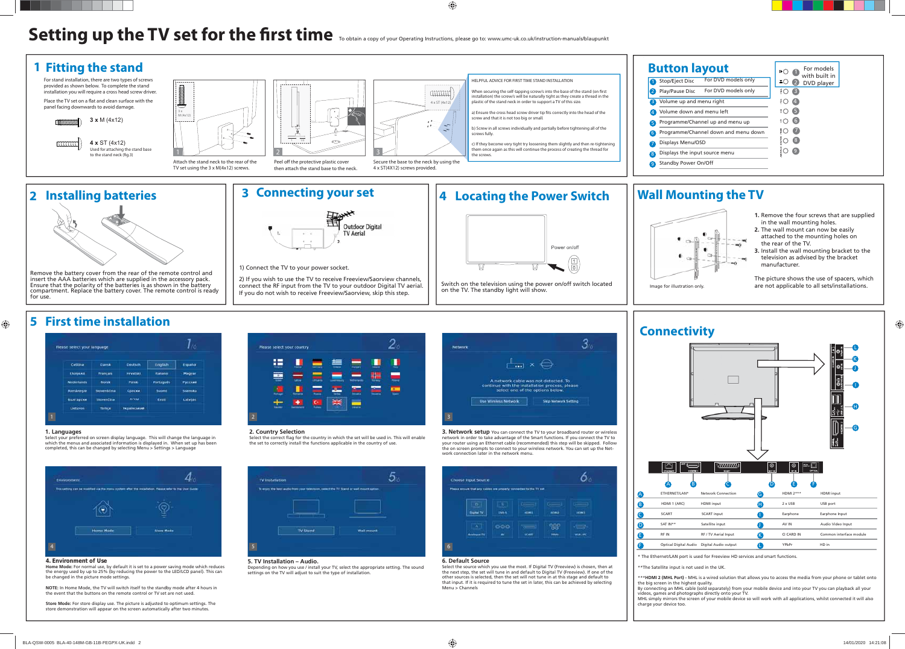# Setting up the TV set for the first time

To obtain a copy of your Operating Instructions, please go to: www.umc-uk.co.uk/instruction-manuals/blaupunkt

## 1 Fitting the stand

For stand installation, there are two types of screws provided as shown below. To complete the stand installation you will require a cross head screw driver.

Place the TV set on a flat and clean surface with the panel facing downwards to avoid damage.

**3 x** M (4x12)

**4 x** ST (4x12)
Used for attaching the stand base to the stand neck (fig.3)

1. Attach the stand neck to the rear of the TV set using the 3 x M(4x12) screws.
2. Peel off the protective plastic cover then attach the stand base to the neck.
3. Secure the base to the neck by using the 4 x ST(4X12) screws provided.

HELPFUL ADVICE FOR FIRST TIME STAND INSTALLATION

When securing the self-tapping screw/s into the base of the stand (on first installation) the screw/s will be naturally tight as they create a thread in the plastic of the stand neck in order to support a TV of this size.

a) Ensure the cross head screw driver tip fits correctly into the head of the screw and that it is not too big or small.

b) Screw in all screws individually and partially before tightening all of the screws fully.

c) If they become very tight try loosening them slightly and then re-tightening them once again as this will continue the process of creating the thread for the screws.

## Button layout

| | | |
|---|---|---|
| 1 | Stop/Eject Disc | For DVD models only |
| 2 | Play/Pause Disc | For DVD models only |
| 3 | Volume up and menu right | |
| 4 | Volume down and menu left | |
| 5 | Programme/Channel up and menu up | |
| 6 | Programme/Channel down and menu down | |
| 7 | Displays Menu/OSD | |
| 8 | Displays the input source menu | |
| 9 | Standby Power On/Off | |

1, 2: For models with built in DVD player

## 2 Installing batteries

Remove the battery cover from the rear of the remote control and insert the AAA batteries which are supplied in the accessory pack. Ensure that the polarity of the batteries is as shown in the battery compartment. Replace the battery cover. The remote control is ready for use.

## 3 Connecting your set

Outdoor Digital TV Aerial

1) Connect the TV to your power socket.

2) If you wish to use the TV to receive Freeview/Saorview channels, connect the RF input from the TV to your outdoor Digital TV aerial. If you do not wish to receive Freeview/Saorview, skip this step.

## 4 Locating the Power Switch

Power on/off

Switch on the television using the power on/off switch located on the TV. The standby light will show.

## Wall Mounting the TV

Image for illustration only.

1. Remove the four screws that are supplied in the wall mounting holes.
2. The wall mount can now be easily attached to the mounting holes on the rear of the TV.
3. Install the wall mounting bracket to the television as advised by the bracket manufacturer.

The picture shows the use of spacers, which are not applicable to all sets/installations.

## 5 First time installation

**1. Languages**
Select your preferred on screen display language. This will change the language in which the menus and associated information is displayed in. When set up has been completed, this can be changed by selecting Menu > Settings > Language

**2. Country Selection**
Select the correct flag for the country in which the set will be used in. This will enable the set to correctly install the functions applicable in the country of use.

**3. Network setup** You can connect the TV to your broadband router or wireless network in order to take advantage of the Smart functions. If you connect the TV to your router using an Ethernet cable (recommended) this step will be skipped. Follow the on screen prompts to connect to your wireless network. You can set up the Net-work connection later in the network menu.

**4. Environment of Use**
**Home Mode:** For normal use, by default it is set to a power saving mode which reduces the energy used by up to 25% (by reducing the power to the LED/LCD panel). This can be changed in the picture mode settings.

**NOTE:** In Home Mode, the TV will switch itself to the standby mode after 4 hours in the event that the buttons on the remote control or TV set are not used.

**Store Mode:** For store display use. The picture is adjusted to optimum settings. The store demonstration will appear on the screen automatically after two minutes.

**5. TV Installation – Audio.**
Depending on how you use / install your TV, select the appropriate setting. The sound settings on the TV will adjust to suit the type of installation.

**6. Default Source**
Select the source which you use the most. If Digital TV (Freeview) is chosen, then at the next step, the set will tune in and default to Digital TV (Freeview). If one of the other sources is selected, then the set will not tune in at this stage and default to that input. If it is required to tune the set in later, this can be achieved by selecting Menu > Channels

## Connectivity

| | | | | | |
|---|---|---|---|---|---|
| A | ETHERNET/LAN* | Network Connection | G | HDMI 2*** | HDMI input |
| B | HDMI 1 (ARC) | HDMI input | H | 2 x USB | USB port |
| C | SCART | SCART input | I | Earphone | Earphone Input |
| D | SAT IN** | Satellite input | J | AV IN | Audio Video Input |
| E | RF IN | RF / TV Aerial Input | K | CI CARD IN | Common interface module |
| F | Optical Digital Audio | Digital Audio output | L | YPbPr | HD in |

* The Ethernet/LAN port is used for Freeview HD services and smart functions.

**The Satellite input is not used in the UK.

***HDMI 2 (MHL Port)** - MHL is a wired solution that allows you to access the media from your phone or tablet onto the big screen in the highest quality.
By connecting an MHL cable (sold separately) from your mobile device and into your TV you can playback all your videos, games and photographs directly onto your TV.
MHL simply mirrors the screen of your mobile device so will work with all applications, whilst connected it will also charge your device too.